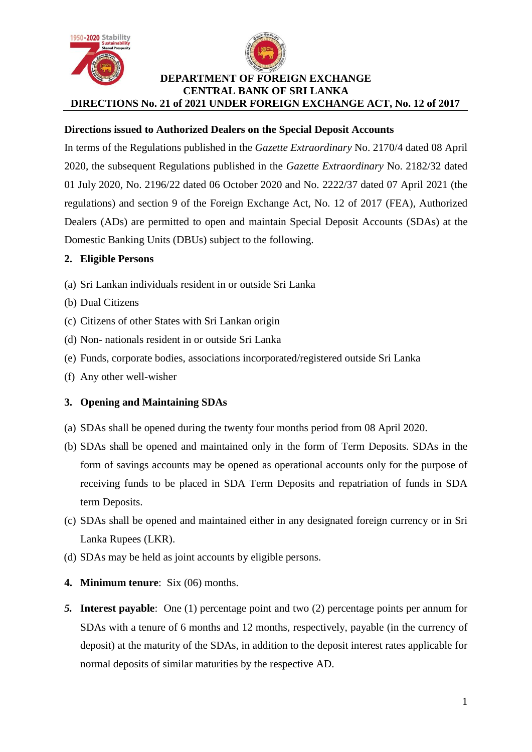**DEPARTMENT OF FOREIGN EXCHANGE**
**CENTRAL BANK OF SRI LANKA**
**DIRECTIONS No. 21 of 2021 UNDER FOREIGN EXCHANGE ACT, No. 12 of 2017**

## Directions issued to Authorized Dealers on the Special Deposit Accounts

In terms of the Regulations published in the *Gazette Extraordinary* No. 2170/4 dated 08 April 2020, the subsequent Regulations published in the *Gazette Extraordinary* No. 2182/32 dated 01 July 2020, No. 2196/22 dated 06 October 2020 and No. 2222/37 dated 07 April 2021 (the regulations) and section 9 of the Foreign Exchange Act, No. 12 of 2017 (FEA), Authorized Dealers (ADs) are permitted to open and maintain Special Deposit Accounts (SDAs) at the Domestic Banking Units (DBUs) subject to the following.

**2. Eligible Persons**

(a) Sri Lankan individuals resident in or outside Sri Lanka

(b) Dual Citizens

(c) Citizens of other States with Sri Lankan origin

(d) Non- nationals resident in or outside Sri Lanka

(e) Funds, corporate bodies, associations incorporated/registered outside Sri Lanka

(f) Any other well-wisher

**3. Opening and Maintaining SDAs**

(a) SDAs shall be opened during the twenty four months period from 08 April 2020.

(b) SDAs shall be opened and maintained only in the form of Term Deposits. SDAs in the form of savings accounts may be opened as operational accounts only for the purpose of receiving funds to be placed in SDA Term Deposits and repatriation of funds in SDA term Deposits.

(c) SDAs shall be opened and maintained either in any designated foreign currency or in Sri Lanka Rupees (LKR).

(d) SDAs may be held as joint accounts by eligible persons.

**4. Minimum tenure**: Six (06) months.

***5.* Interest payable**: One (1) percentage point and two (2) percentage points per annum for SDAs with a tenure of 6 months and 12 months, respectively, payable (in the currency of deposit) at the maturity of the SDAs, in addition to the deposit interest rates applicable for normal deposits of similar maturities by the respective AD.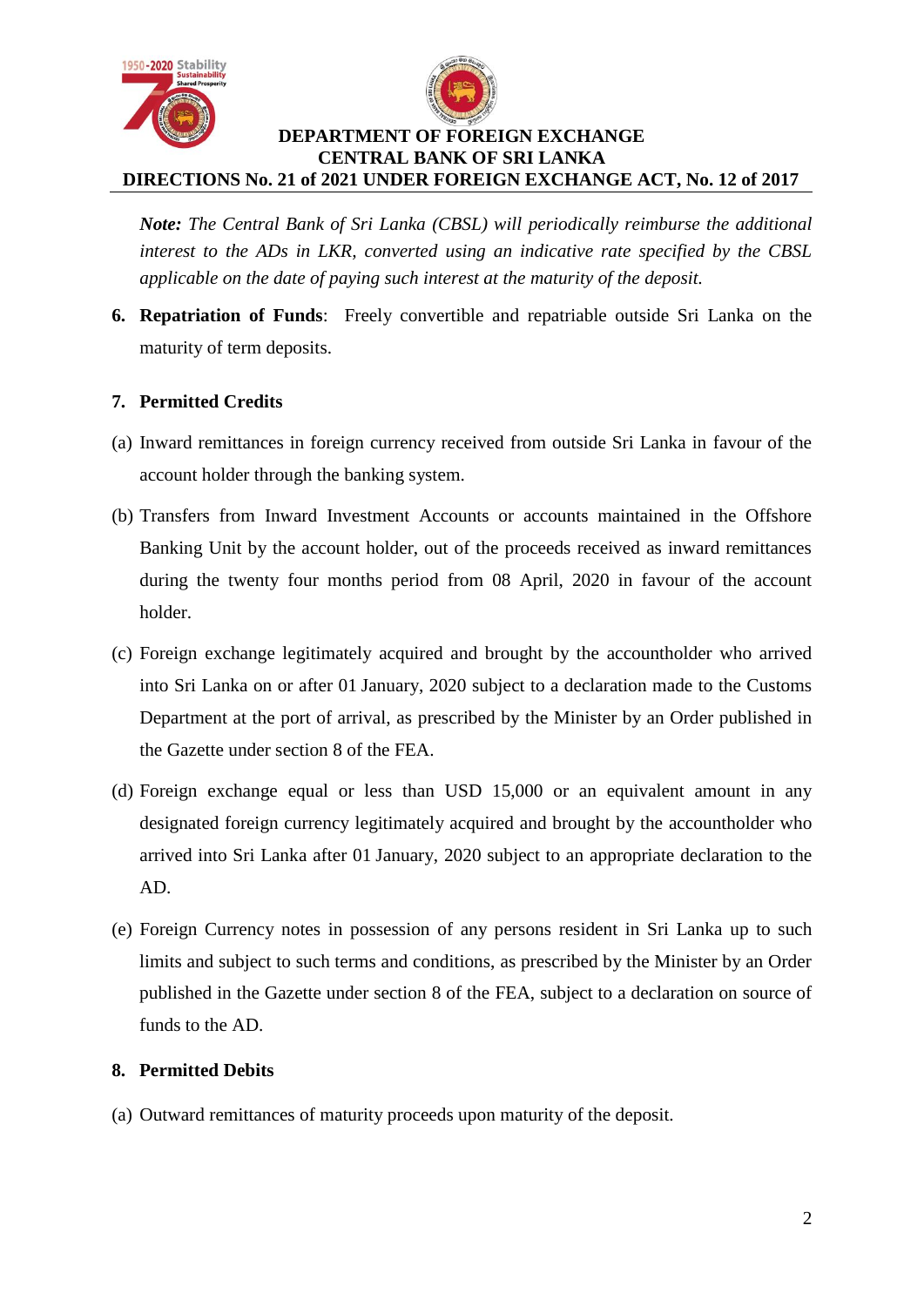*Note: The Central Bank of Sri Lanka (CBSL) will periodically reimburse the additional interest to the ADs in LKR, converted using an indicative rate specified by the CBSL applicable on the date of paying such interest at the maturity of the deposit.*

6. **Repatriation of Funds**: Freely convertible and repatriable outside Sri Lanka on the maturity of term deposits.

7. **Permitted Credits**

(a) Inward remittances in foreign currency received from outside Sri Lanka in favour of the account holder through the banking system.

(b) Transfers from Inward Investment Accounts or accounts maintained in the Offshore Banking Unit by the account holder, out of the proceeds received as inward remittances during the twenty four months period from 08 April, 2020 in favour of the account holder.

(c) Foreign exchange legitimately acquired and brought by the accountholder who arrived into Sri Lanka on or after 01 January, 2020 subject to a declaration made to the Customs Department at the port of arrival, as prescribed by the Minister by an Order published in the Gazette under section 8 of the FEA.

(d) Foreign exchange equal or less than USD 15,000 or an equivalent amount in any designated foreign currency legitimately acquired and brought by the accountholder who arrived into Sri Lanka after 01 January, 2020 subject to an appropriate declaration to the AD.

(e) Foreign Currency notes in possession of any persons resident in Sri Lanka up to such limits and subject to such terms and conditions, as prescribed by the Minister by an Order published in the Gazette under section 8 of the FEA, subject to a declaration on source of funds to the AD.

8. **Permitted Debits**

(a) Outward remittances of maturity proceeds upon maturity of the deposit.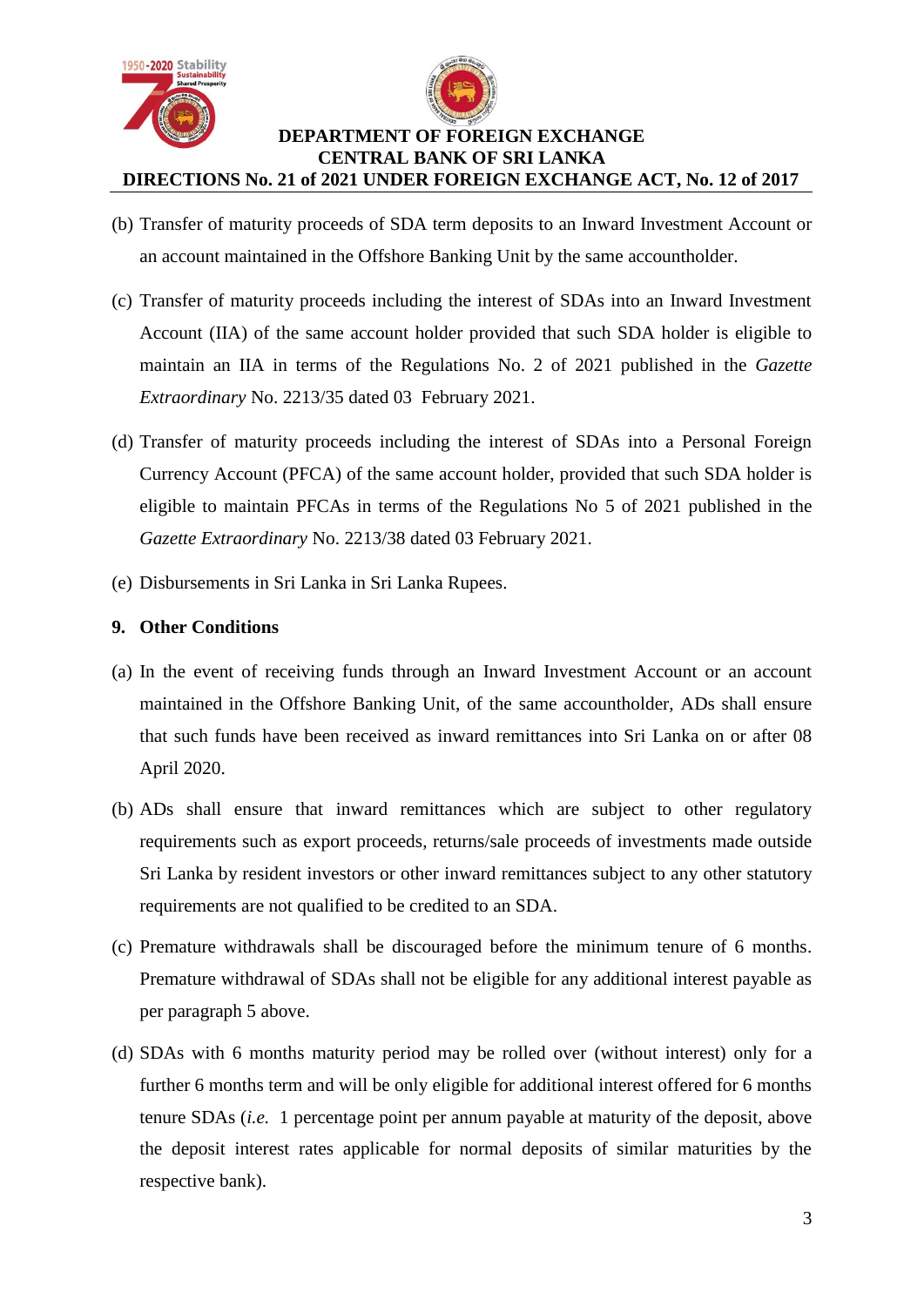(b) Transfer of maturity proceeds of SDA term deposits to an Inward Investment Account or an account maintained in the Offshore Banking Unit by the same accountholder.

(c) Transfer of maturity proceeds including the interest of SDAs into an Inward Investment Account (IIA) of the same account holder provided that such SDA holder is eligible to maintain an IIA in terms of the Regulations No. 2 of 2021 published in the *Gazette Extraordinary* No. 2213/35 dated 03 February 2021.

(d) Transfer of maturity proceeds including the interest of SDAs into a Personal Foreign Currency Account (PFCA) of the same account holder, provided that such SDA holder is eligible to maintain PFCAs in terms of the Regulations No 5 of 2021 published in the *Gazette Extraordinary* No. 2213/38 dated 03 February 2021.

(e) Disbursements in Sri Lanka in Sri Lanka Rupees.

## 9. Other Conditions

(a) In the event of receiving funds through an Inward Investment Account or an account maintained in the Offshore Banking Unit, of the same accountholder, ADs shall ensure that such funds have been received as inward remittances into Sri Lanka on or after 08 April 2020.

(b) ADs shall ensure that inward remittances which are subject to other regulatory requirements such as export proceeds, returns/sale proceeds of investments made outside Sri Lanka by resident investors or other inward remittances subject to any other statutory requirements are not qualified to be credited to an SDA.

(c) Premature withdrawals shall be discouraged before the minimum tenure of 6 months. Premature withdrawal of SDAs shall not be eligible for any additional interest payable as per paragraph 5 above.

(d) SDAs with 6 months maturity period may be rolled over (without interest) only for a further 6 months term and will be only eligible for additional interest offered for 6 months tenure SDAs (*i.e.* 1 percentage point per annum payable at maturity of the deposit, above the deposit interest rates applicable for normal deposits of similar maturities by the respective bank).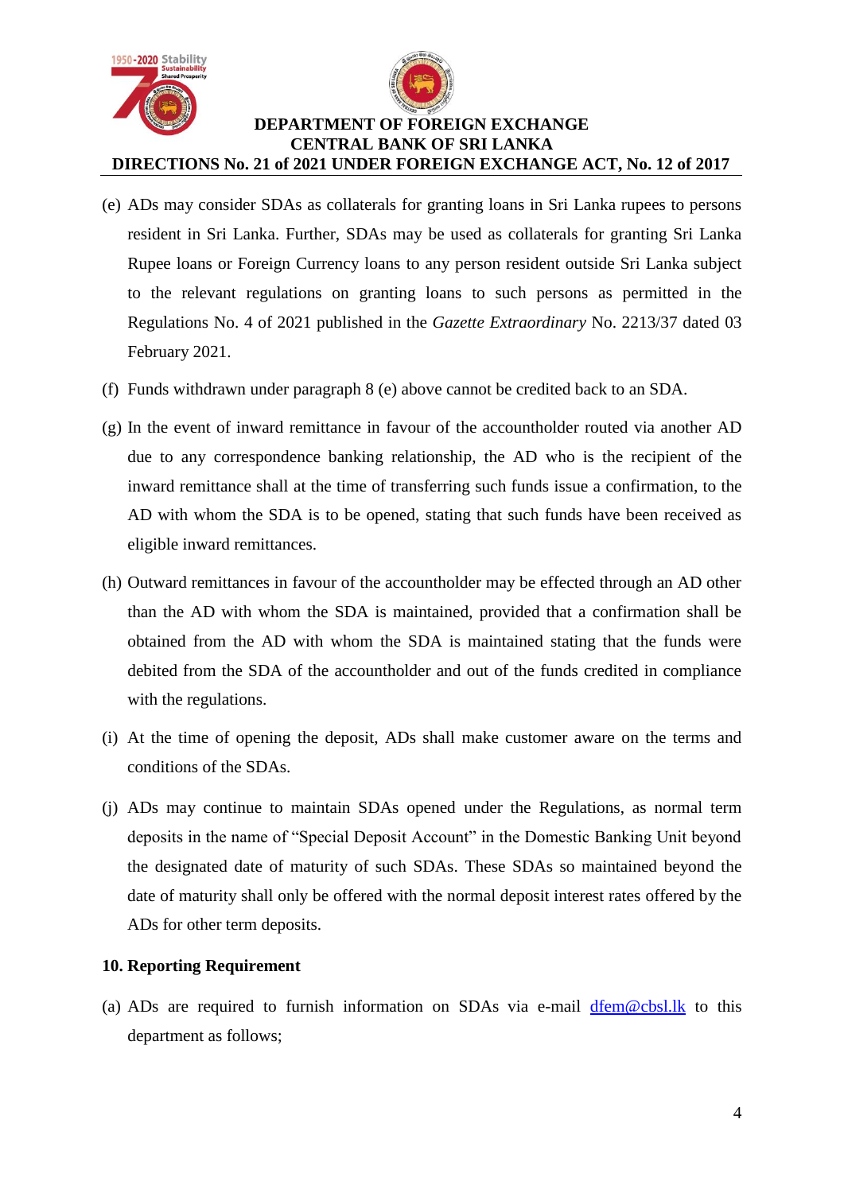(e) ADs may consider SDAs as collaterals for granting loans in Sri Lanka rupees to persons resident in Sri Lanka. Further, SDAs may be used as collaterals for granting Sri Lanka Rupee loans or Foreign Currency loans to any person resident outside Sri Lanka subject to the relevant regulations on granting loans to such persons as permitted in the Regulations No. 4 of 2021 published in the *Gazette Extraordinary* No. 2213/37 dated 03 February 2021.

(f) Funds withdrawn under paragraph 8 (e) above cannot be credited back to an SDA.

(g) In the event of inward remittance in favour of the accountholder routed via another AD due to any correspondence banking relationship, the AD who is the recipient of the inward remittance shall at the time of transferring such funds issue a confirmation, to the AD with whom the SDA is to be opened, stating that such funds have been received as eligible inward remittances.

(h) Outward remittances in favour of the accountholder may be effected through an AD other than the AD with whom the SDA is maintained, provided that a confirmation shall be obtained from the AD with whom the SDA is maintained stating that the funds were debited from the SDA of the accountholder and out of the funds credited in compliance with the regulations.

(i) At the time of opening the deposit, ADs shall make customer aware on the terms and conditions of the SDAs.

(j) ADs may continue to maintain SDAs opened under the Regulations, as normal term deposits in the name of "Special Deposit Account" in the Domestic Banking Unit beyond the designated date of maturity of such SDAs. These SDAs so maintained beyond the date of maturity shall only be offered with the normal deposit interest rates offered by the ADs for other term deposits.

**10. Reporting Requirement**

(a) ADs are required to furnish information on SDAs via e-mail dfem@cbsl.lk to this department as follows;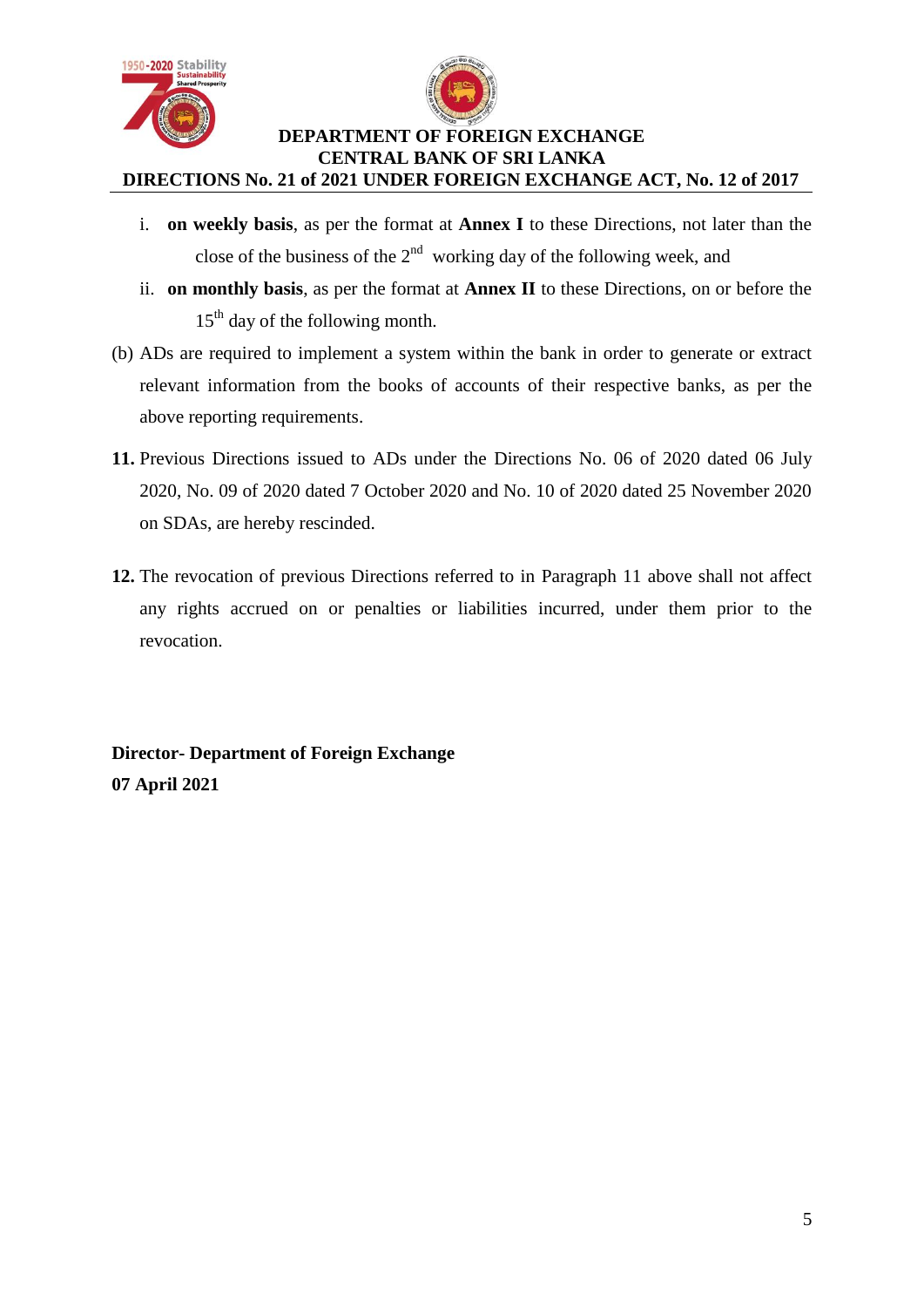i. **on weekly basis**, as per the format at **Annex I** to these Directions, not later than the close of the business of the 2nd working day of the following week, and

ii. **on monthly basis**, as per the format at **Annex II** to these Directions, on or before the 15th day of the following month.

(b) ADs are required to implement a system within the bank in order to generate or extract relevant information from the books of accounts of their respective banks, as per the above reporting requirements.

**11.** Previous Directions issued to ADs under the Directions No. 06 of 2020 dated 06 July 2020, No. 09 of 2020 dated 7 October 2020 and No. 10 of 2020 dated 25 November 2020 on SDAs, are hereby rescinded.

**12.** The revocation of previous Directions referred to in Paragraph 11 above shall not affect any rights accrued on or penalties or liabilities incurred, under them prior to the revocation.

**Director- Department of Foreign Exchange**
**07 April 2021**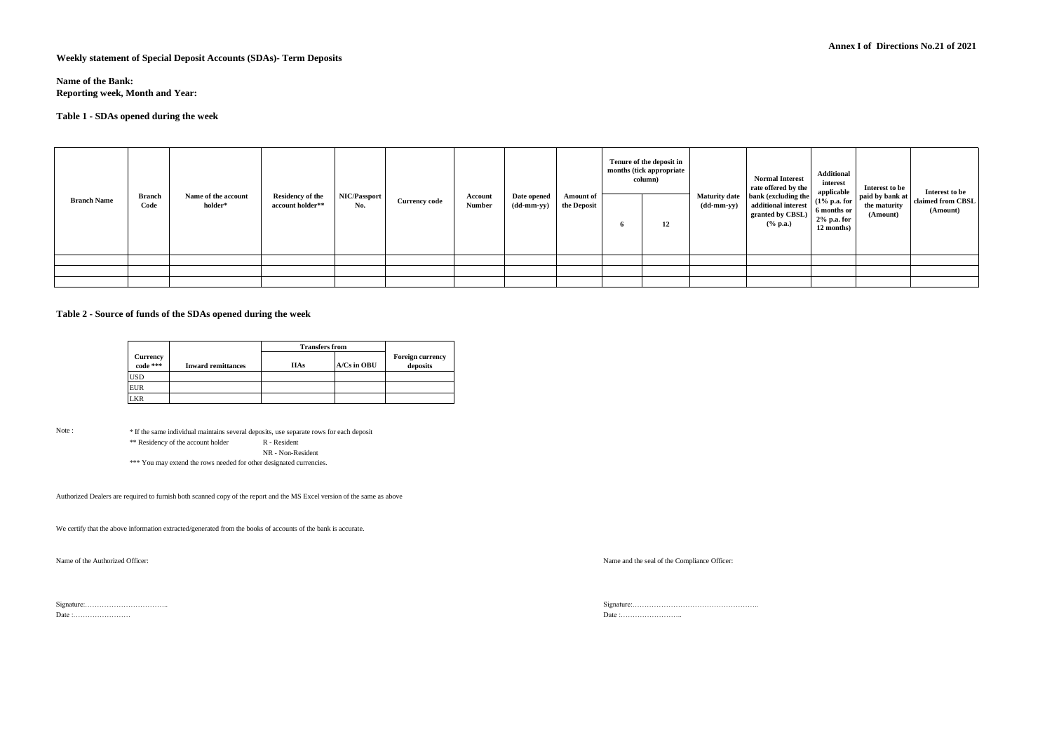**Annex I of Directions No.21 of 2021**

**Weekly statement of Special Deposit Accounts (SDAs)- Term Deposits**

**Name of the Bank:**
**Reporting week, Month and Year:**

**Table 1 - SDAs opened during the week**

| Branch Name | Branch Code | Name of the account holder* | Residency of the account holder** | NIC/Passport No. | Currency code | Account Number | Date opened (dd-mm-yy) | Amount of the Deposit | Tenure of the deposit in months (tick appropriate column) | | Maturity date (dd-mm-yy) | Normal Interest rate offered by the bank (excluding the additional interest granted by CBSL) (% p.a.) | Additional interest applicable (1% p.a. for 6 months or 2% p.a. for 12 months) | Interest to be paid by bank at the maturity (Amount) | Interest to be claimed from CBSL (Amount) |
|---|---|---|---|---|---|---|---|---|---|---|---|---|---|---|---|
| | | | | | | | | | 6 | 12 | | | | | |
| | | | | | | | | | | | | | | | |
| | | | | | | | | | | | | | | | |
| | | | | | | | | | | | | | | | |

**Table 2 - Source of funds of the SDAs opened during the week**

| Currency code *** | Inward remittances | Transfers from | | Foreign currency deposits |
|---|---|---|---|---|
| | | IIAs | A/Cs in OBU | |
| USD | | | | |
| EUR | | | | |
| LKR | | | | |

Note :

* If the same individual maintains several deposits, use separate rows for each deposit

** Residency of the account holder R - Resident
NR - Non-Resident

*** You may extend the rows needed for other designated currencies.

Authorized Dealers are required to furnish both scanned copy of the report and the MS Excel version of the same as above

We certify that the above information extracted/generated from the books of accounts of the bank is accurate.

Name of the Authorized Officer:

Signature:……………………………..
Date :……………………

Name and the seal of the Compliance Officer:

Signature:……………………………………………..
Date :……………………..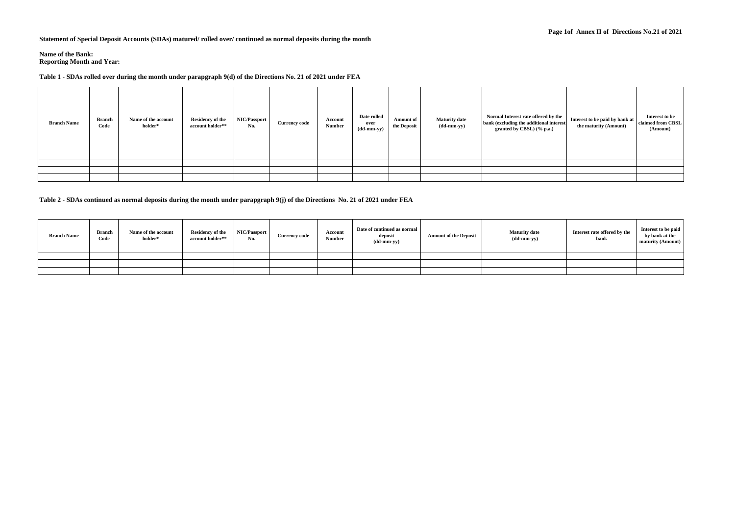Page 1of Annex II of Directions No.21 of 2021

**Statement of Special Deposit Accounts (SDAs) matured/ rolled over/ continued as normal deposits during the month**

**Name of the Bank:**
**Reporting Month and Year:**

**Table 1 - SDAs rolled over during the month under parapgraph 9(d) of the Directions No. 21 of 2021 under FEA**

| Branch Name | Branch Code | Name of the account holder* | Residency of the account holder** | NIC/Passport No. | Currency code | Account Number | Date rolled over (dd-mm-yy) | Amount of the Deposit | Maturity date (dd-mm-yy) | Normal Interest rate offered by the bank (excluding the additional interest granted by CBSL) (% p.a.) | Interest to be paid by bank at the maturity (Amount) | Interest to be claimed from CBSL (Amount) |
|---|---|---|---|---|---|---|---|---|---|---|---|---|
| | | | | | | | | | | | | |
| | | | | | | | | | | | | |
| | | | | | | | | | | | | |

**Table 2 - SDAs continued as normal deposits during the month under parapgraph 9(j) of the Directions No. 21 of 2021 under FEA**

| Branch Name | Branch Code | Name of the account holder* | Residency of the account holder** | NIC/Passport No. | Currency code | Account Number | Date of continued as normal deposit (dd-mm-yy) | Amount of the Deposit | Maturity date (dd-mm-yy) | Interest rate offered by the bank | Interest to be paid by bank at the maturity (Amount) |
|---|---|---|---|---|---|---|---|---|---|---|---|
| | | | | | | | | | | | |
| | | | | | | | | | | | |
| | | | | | | | | | | | |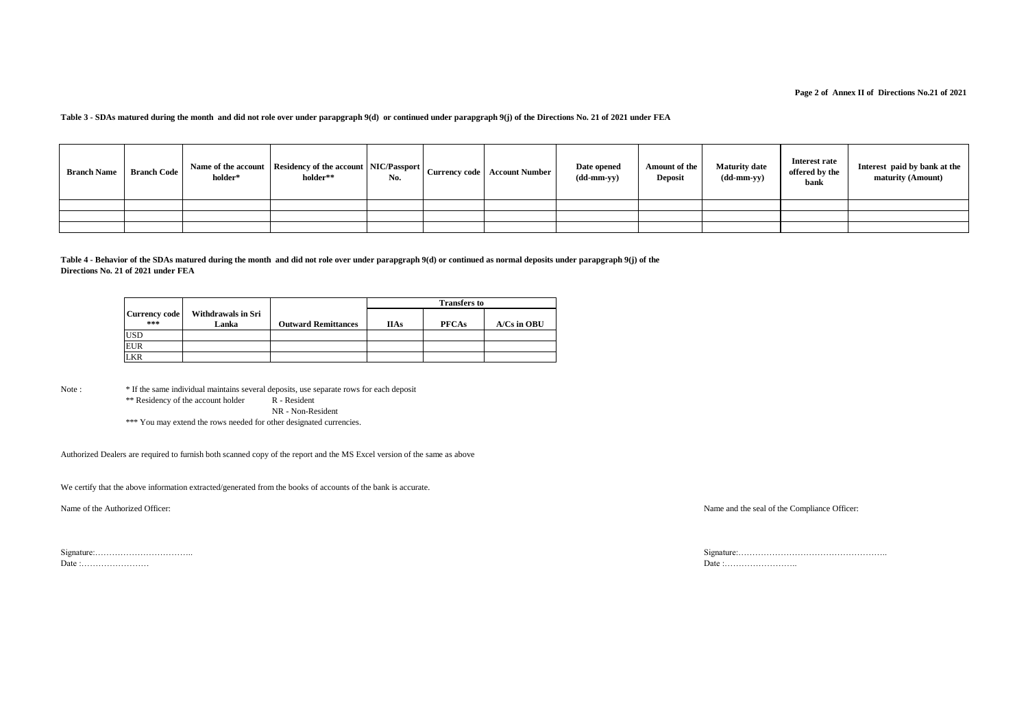Page 2 of Annex II of Directions No.21 of 2021

**Table 3 - SDAs matured during the month and did not role over under parapgraph 9(d) or continued under parapgraph 9(j) of the Directions No. 21 of 2021 under FEA**

| Branch Name | Branch Code | Name of the account holder* | Residency of the account holder** | NIC/Passport No. | Currency code | Account Number | Date opened (dd-mm-yy) | Amount of the Deposit | Maturity date (dd-mm-yy) | Interest rate offered by the bank | Interest paid by bank at the maturity (Amount) |
|---|---|---|---|---|---|---|---|---|---|---|---|
| | | | | | | | | | | | |
| | | | | | | | | | | | |
| | | | | | | | | | | | |

**Table 4 - Behavior of the SDAs matured during the month and did not role over under parapgraph 9(d) or continued as normal deposits under parapgraph 9(j) of the Directions No. 21 of 2021 under FEA**

| Currency code *** | Withdrawals in Sri Lanka | Outward Remittances | Transfers to | | |
|---|---|---|---|---|---|
| | | | IIAs | PFCAs | A/Cs in OBU |
| USD | | | | | |
| EUR | | | | | |
| LKR | | | | | |

Note :

\* If the same individual maintains several deposits, use separate rows for each deposit

** Residency of the account holder R - Resident

NR - Non-Resident

*** You may extend the rows needed for other designated currencies.

Authorized Dealers are required to furnish both scanned copy of the report and the MS Excel version of the same as above

We certify that the above information extracted/generated from the books of accounts of the bank is accurate.

Name of the Authorized Officer:

Signature:……………………………..

Date :……………………

Name and the seal of the Compliance Officer:

Signature:……………………………………………..

Date :……………………..